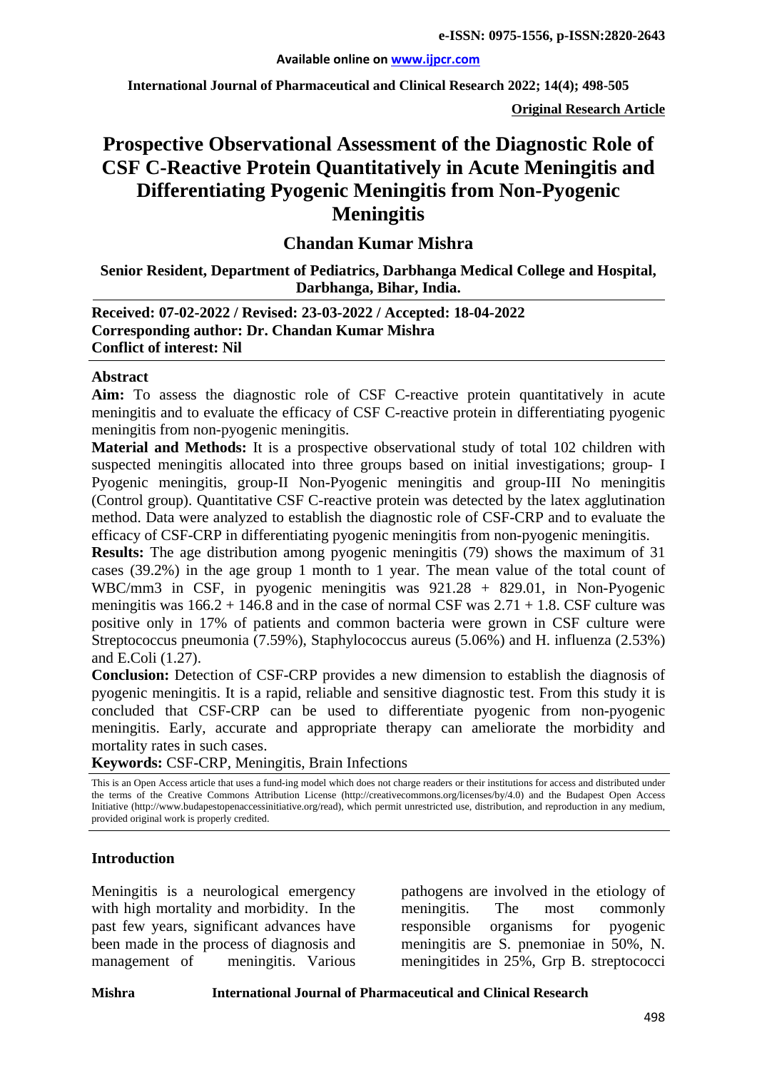**e-ISSN: 0975-1556, p-ISSN:2820-2643**

**Available online on www.ijpcr.com**

**Original Research Article**

# Prospective Observational Assessment of the Diagnostic Role of CSF C-Reactive Protein Quantitatively in Acute Meningitis and Differentiating Pyogenic Meningitis from Non-Pyogenic Meningitis

## Chandan Kumar Mishra

**Senior Resident, Department of Pediatrics, Darbhanga Medical College and Hospital, Darbhanga, Bihar, India.**

**Received: 07-02-2022 / Revised: 23-03-2022 / Accepted: 18-04-2022**
**Corresponding author: Dr. Chandan Kumar Mishra**
**Conflict of interest: Nil**

### Abstract

**Aim:** To assess the diagnostic role of CSF C-reactive protein quantitatively in acute meningitis and to evaluate the efficacy of CSF C-reactive protein in differentiating pyogenic meningitis from non-pyogenic meningitis.

**Material and Methods:** It is a prospective observational study of total 102 children with suspected meningitis allocated into three groups based on initial investigations; group- I Pyogenic meningitis, group-II Non-Pyogenic meningitis and group-III No meningitis (Control group). Quantitative CSF C-reactive protein was detected by the latex agglutination method. Data were analyzed to establish the diagnostic role of CSF-CRP and to evaluate the efficacy of CSF-CRP in differentiating pyogenic meningitis from non-pyogenic meningitis.

**Results:** The age distribution among pyogenic meningitis (79) shows the maximum of 31 cases (39.2%) in the age group 1 month to 1 year. The mean value of the total count of WBC/mm3 in CSF, in pyogenic meningitis was 921.28 + 829.01, in Non-Pyogenic meningitis was 166.2 + 146.8 and in the case of normal CSF was 2.71 + 1.8. CSF culture was positive only in 17% of patients and common bacteria were grown in CSF culture were Streptococcus pneumonia (7.59%), Staphylococcus aureus (5.06%) and H. influenza (2.53%) and E.Coli (1.27).

**Conclusion:** Detection of CSF-CRP provides a new dimension to establish the diagnosis of pyogenic meningitis. It is a rapid, reliable and sensitive diagnostic test. From this study it is concluded that CSF-CRP can be used to differentiate pyogenic from non-pyogenic meningitis. Early, accurate and appropriate therapy can ameliorate the morbidity and mortality rates in such cases.

**Keywords:** CSF-CRP, Meningitis, Brain Infections

This is an Open Access article that uses a fund-ing model which does not charge readers or their institutions for access and distributed under the terms of the Creative Commons Attribution License (http://creativecommons.org/licenses/by/4.0) and the Budapest Open Access Initiative (http://www.budapestopenaccessinitiative.org/read), which permit unrestricted use, distribution, and reproduction in any medium, provided original work is properly credited.

### Introduction

Meningitis is a neurological emergency with high mortality and morbidity. In the past few years, significant advances have been made in the process of diagnosis and management of meningitis. Various pathogens are involved in the etiology of meningitis. The most commonly responsible organisms for pyogenic meningitis are S. pnemoniae in 50%, N. meningitides in 25%, Grp B. streptococci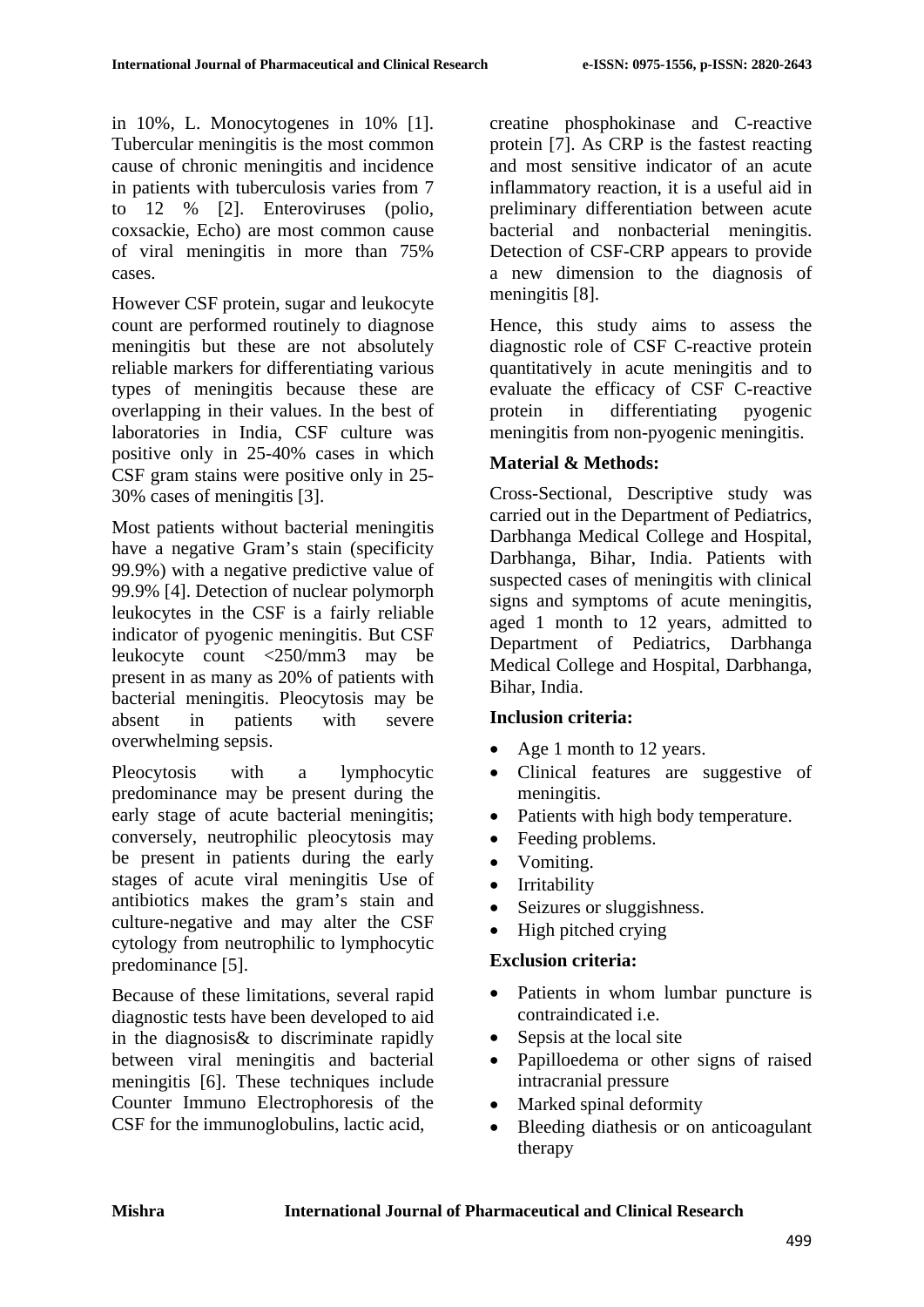in 10%, L. Monocytogenes in 10% [1]. Tubercular meningitis is the most common cause of chronic meningitis and incidence in patients with tuberculosis varies from 7 to 12 % [2]. Enteroviruses (polio, coxsackie, Echo) are most common cause of viral meningitis in more than 75% cases.

However CSF protein, sugar and leukocyte count are performed routinely to diagnose meningitis but these are not absolutely reliable markers for differentiating various types of meningitis because these are overlapping in their values. In the best of laboratories in India, CSF culture was positive only in 25-40% cases in which CSF gram stains were positive only in 25-30% cases of meningitis [3].

Most patients without bacterial meningitis have a negative Gram's stain (specificity 99.9%) with a negative predictive value of 99.9% [4]. Detection of nuclear polymorph leukocytes in the CSF is a fairly reliable indicator of pyogenic meningitis. But CSF leukocyte count <250/mm3 may be present in as many as 20% of patients with bacterial meningitis. Pleocytosis may be absent in patients with severe overwhelming sepsis.

Pleocytosis with a lymphocytic predominance may be present during the early stage of acute bacterial meningitis; conversely, neutrophilic pleocytosis may be present in patients during the early stages of acute viral meningitis Use of antibiotics makes the gram's stain and culture-negative and may alter the CSF cytology from neutrophilic to lymphocytic predominance [5].

Because of these limitations, several rapid diagnostic tests have been developed to aid in the diagnosis& to discriminate rapidly between viral meningitis and bacterial meningitis [6]. These techniques include Counter Immuno Electrophoresis of the CSF for the immunoglobulins, lactic acid, creatine phosphokinase and C-reactive protein [7]. As CRP is the fastest reacting and most sensitive indicator of an acute inflammatory reaction, it is a useful aid in preliminary differentiation between acute bacterial and nonbacterial meningitis. Detection of CSF-CRP appears to provide a new dimension to the diagnosis of meningitis [8].

Hence, this study aims to assess the diagnostic role of CSF C-reactive protein quantitatively in acute meningitis and to evaluate the efficacy of CSF C-reactive protein in differentiating pyogenic meningitis from non-pyogenic meningitis.

## Material & Methods:

Cross-Sectional, Descriptive study was carried out in the Department of Pediatrics, Darbhanga Medical College and Hospital, Darbhanga, Bihar, India. Patients with suspected cases of meningitis with clinical signs and symptoms of acute meningitis, aged 1 month to 12 years, admitted to Department of Pediatrics, Darbhanga Medical College and Hospital, Darbhanga, Bihar, India.

### Inclusion criteria:

- Age 1 month to 12 years.
- Clinical features are suggestive of meningitis.
- Patients with high body temperature.
- Feeding problems.
- Vomiting.
- Irritability
- Seizures or sluggishness.
- High pitched crying

### Exclusion criteria:

- Patients in whom lumbar puncture is contraindicated i.e.
- Sepsis at the local site
- Papilloedema or other signs of raised intracranial pressure
- Marked spinal deformity
- Bleeding diathesis or on anticoagulant therapy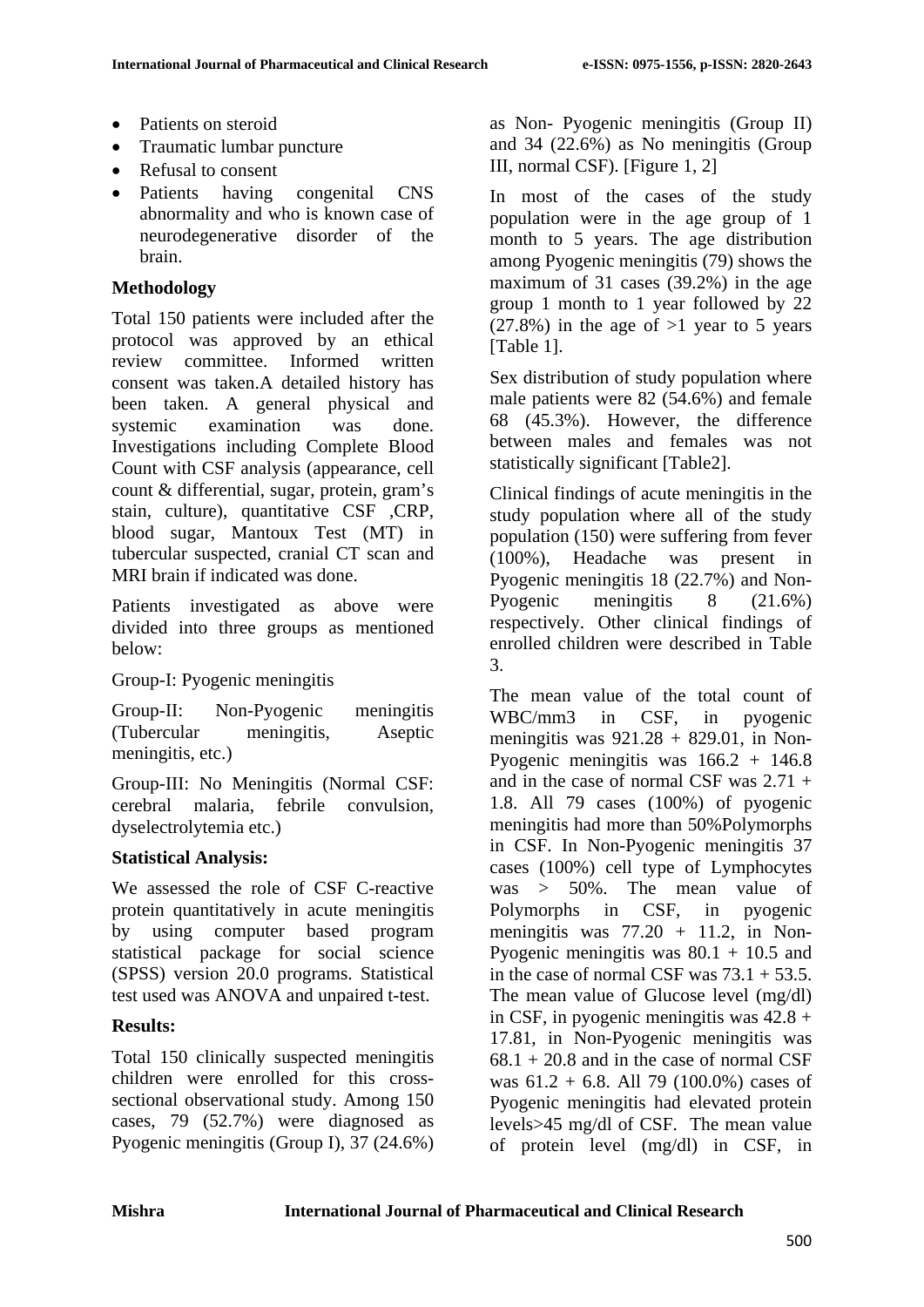- Patients on steroid
- Traumatic lumbar puncture
- Refusal to consent
- Patients having congenital CNS abnormality and who is known case of neurodegenerative disorder of the brain.

### Methodology

Total 150 patients were included after the protocol was approved by an ethical review committee. Informed written consent was taken.A detailed history has been taken. A general physical and systemic examination was done. Investigations including Complete Blood Count with CSF analysis (appearance, cell count & differential, sugar, protein, gram's stain, culture), quantitative CSF ,CRP, blood sugar, Mantoux Test (MT) in tubercular suspected, cranial CT scan and MRI brain if indicated was done.

Patients investigated as above were divided into three groups as mentioned below:

Group-I: Pyogenic meningitis

Group-II: Non-Pyogenic meningitis (Tubercular meningitis, Aseptic meningitis, etc.)

Group-III: No Meningitis (Normal CSF: cerebral malaria, febrile convulsion, dyselectrolytemia etc.)

### Statistical Analysis:

We assessed the role of CSF C-reactive protein quantitatively in acute meningitis by using computer based program statistical package for social science (SPSS) version 20.0 programs. Statistical test used was ANOVA and unpaired t-test.

### Results:

Total 150 clinically suspected meningitis children were enrolled for this cross-sectional observational study. Among 150 cases, 79 (52.7%) were diagnosed as Pyogenic meningitis (Group I), 37 (24.6%) as Non- Pyogenic meningitis (Group II) and 34 (22.6%) as No meningitis (Group III, normal CSF). [Figure 1, 2]

In most of the cases of the study population were in the age group of 1 month to 5 years. The age distribution among Pyogenic meningitis (79) shows the maximum of 31 cases (39.2%) in the age group 1 month to 1 year followed by 22 (27.8%) in the age of >1 year to 5 years [Table 1].

Sex distribution of study population where male patients were 82 (54.6%) and female 68 (45.3%). However, the difference between males and females was not statistically significant [Table2].

Clinical findings of acute meningitis in the study population where all of the study population (150) were suffering from fever (100%), Headache was present in Pyogenic meningitis 18 (22.7%) and Non-Pyogenic meningitis 8 (21.6%) respectively. Other clinical findings of enrolled children were described in Table 3.

The mean value of the total count of WBC/mm3 in CSF, in pyogenic meningitis was 921.28 + 829.01, in Non-Pyogenic meningitis was 166.2 + 146.8 and in the case of normal CSF was 2.71 + 1.8. All 79 cases (100%) of pyogenic meningitis had more than 50%Polymorphs in CSF. In Non-Pyogenic meningitis 37 cases (100%) cell type of Lymphocytes was > 50%. The mean value of Polymorphs in CSF, in pyogenic meningitis was 77.20 + 11.2, in Non-Pyogenic meningitis was 80.1 + 10.5 and in the case of normal CSF was 73.1 + 53.5. The mean value of Glucose level (mg/dl) in CSF, in pyogenic meningitis was 42.8 + 17.81, in Non-Pyogenic meningitis was 68.1 + 20.8 and in the case of normal CSF was 61.2 + 6.8. All 79 (100.0%) cases of Pyogenic meningitis had elevated protein levels>45 mg/dl of CSF. The mean value of protein level (mg/dl) in CSF, in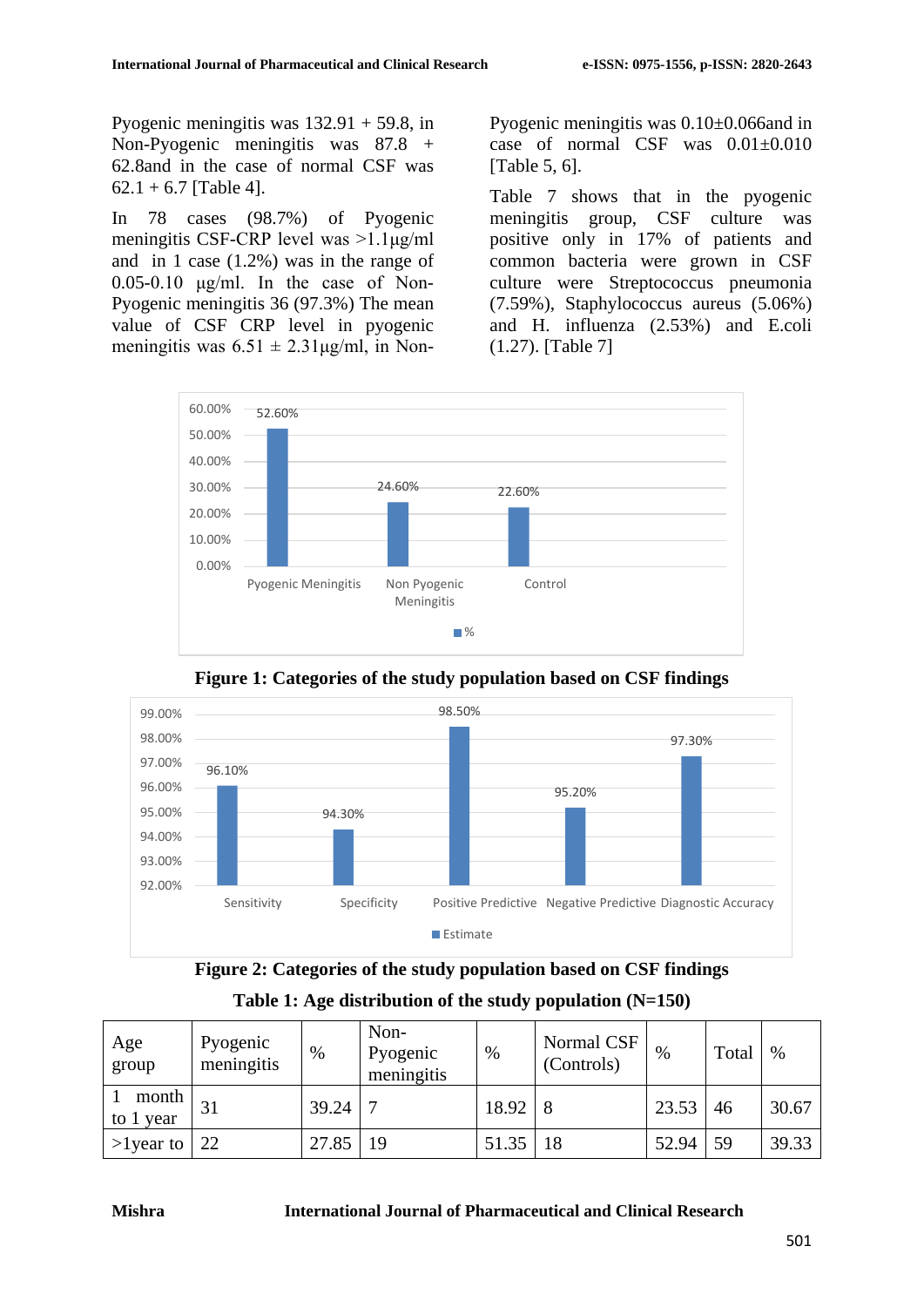Pyogenic meningitis was 132.91 + 59.8, in Non-Pyogenic meningitis was 87.8 + 62.8and in the case of normal CSF was 62.1 + 6.7 [Table 4].

In 78 cases (98.7%) of Pyogenic meningitis CSF-CRP level was >1.1µg/ml and in 1 case (1.2%) was in the range of 0.05-0.10 µg/ml. In the case of Non-Pyogenic meningitis 36 (97.3%) The mean value of CSF CRP level in pyogenic meningitis was 6.51 ± 2.31µg/ml, in Non-Pyogenic meningitis was 0.10±0.066and in case of normal CSF was 0.01±0.010 [Table 5, 6].

Table 7 shows that in the pyogenic meningitis group, CSF culture was positive only in 17% of patients and common bacteria were grown in CSF culture were Streptococcus pneumonia (7.59%), Staphylococcus aureus (5.06%) and H. influenza (2.53%) and E.coli (1.27). [Table 7]

**Figure 1: Categories of the study population based on CSF findings**

**Figure 2: Categories of the study population based on CSF findings**

**Table 1: Age distribution of the study population (N=150)**

| Age group | Pyogenic meningitis | % | Non-Pyogenic meningitis | % | Normal CSF (Controls) | % | Total | % |
|---|---|---|---|---|---|---|---|---|
| 1 month to 1 year | 31 | 39.24 | 7 | 18.92 | 8 | 23.53 | 46 | 30.67 |
| >1year to | 22 | 27.85 | 19 | 51.35 | 18 | 52.94 | 59 | 39.33 |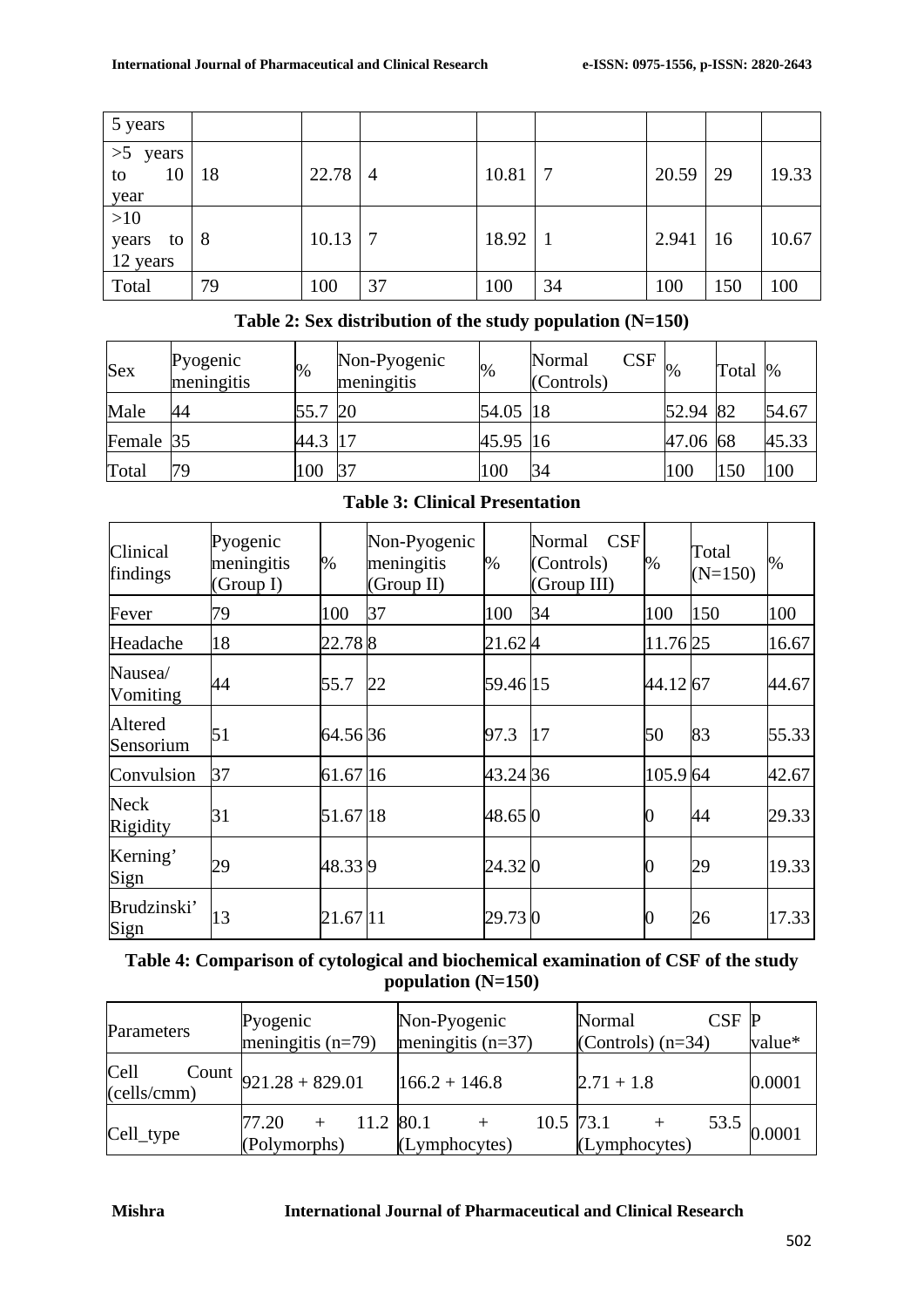| 5 years | | | | | | | | |
|---|---|---|---|---|---|---|---|---|
| >5 years to 10 year | 18 | 22.78 | 4 | 10.81 | 7 | 20.59 | 29 | 19.33 |
| >10 years to 12 years | 8 | 10.13 | 7 | 18.92 | 1 | 2.941 | 16 | 10.67 |
| Total | 79 | 100 | 37 | 100 | 34 | 100 | 150 | 100 |

**Table 2: Sex distribution of the study population (N=150)**

| Sex | Pyogenic meningitis | % | Non-Pyogenic meningitis | % | Normal CSF (Controls) | % | Total | % |
|---|---|---|---|---|---|---|---|---|
| Male | 44 | 55.7 | 20 | 54.05 | 18 | 52.94 | 82 | 54.67 |
| Female | 35 | 44.3 | 17 | 45.95 | 16 | 47.06 | 68 | 45.33 |
| Total | 79 | 100 | 37 | 100 | 34 | 100 | 150 | 100 |

**Table 3: Clinical Presentation**

| Clinical findings | Pyogenic meningitis (Group I) | % | Non-Pyogenic meningitis (Group II) | % | Normal CSF (Controls) (Group III) | % | Total (N=150) | % |
|---|---|---|---|---|---|---|---|---|
| Fever | 79 | 100 | 37 | 100 | 34 | 100 | 150 | 100 |
| Headache | 18 | 22.78 | 8 | 21.62 | 4 | 11.76 | 25 | 16.67 |
| Nausea/ Vomiting | 44 | 55.7 | 22 | 59.46 | 15 | 44.12 | 67 | 44.67 |
| Altered Sensorium | 51 | 64.56 | 36 | 97.3 | 17 | 50 | 83 | 55.33 |
| Convulsion | 37 | 61.67 | 16 | 43.24 | 36 | 105.9 | 64 | 42.67 |
| Neck Rigidity | 31 | 51.67 | 18 | 48.65 | 0 | 0 | 44 | 29.33 |
| Kerning' Sign | 29 | 48.33 | 9 | 24.32 | 0 | 0 | 29 | 19.33 |
| Brudzinski' Sign | 13 | 21.67 | 11 | 29.73 | 0 | 0 | 26 | 17.33 |

**Table 4: Comparison of cytological and biochemical examination of CSF of the study population (N=150)**

| Parameters | Pyogenic meningitis (n=79) | Non-Pyogenic meningitis (n=37) | Normal CSF (Controls) (n=34) | P value* |
|---|---|---|---|---|
| Cell Count (cells/cmm) | 921.28 + 829.01 | 166.2 + 146.8 | 2.71 + 1.8 | 0.0001 |
| Cell_type | 77.20 + 11.2 (Polymorphs) | 80.1 + 10.5 (Lymphocytes) | 73.1 + 53.5 (Lymphocytes) | 0.0001 |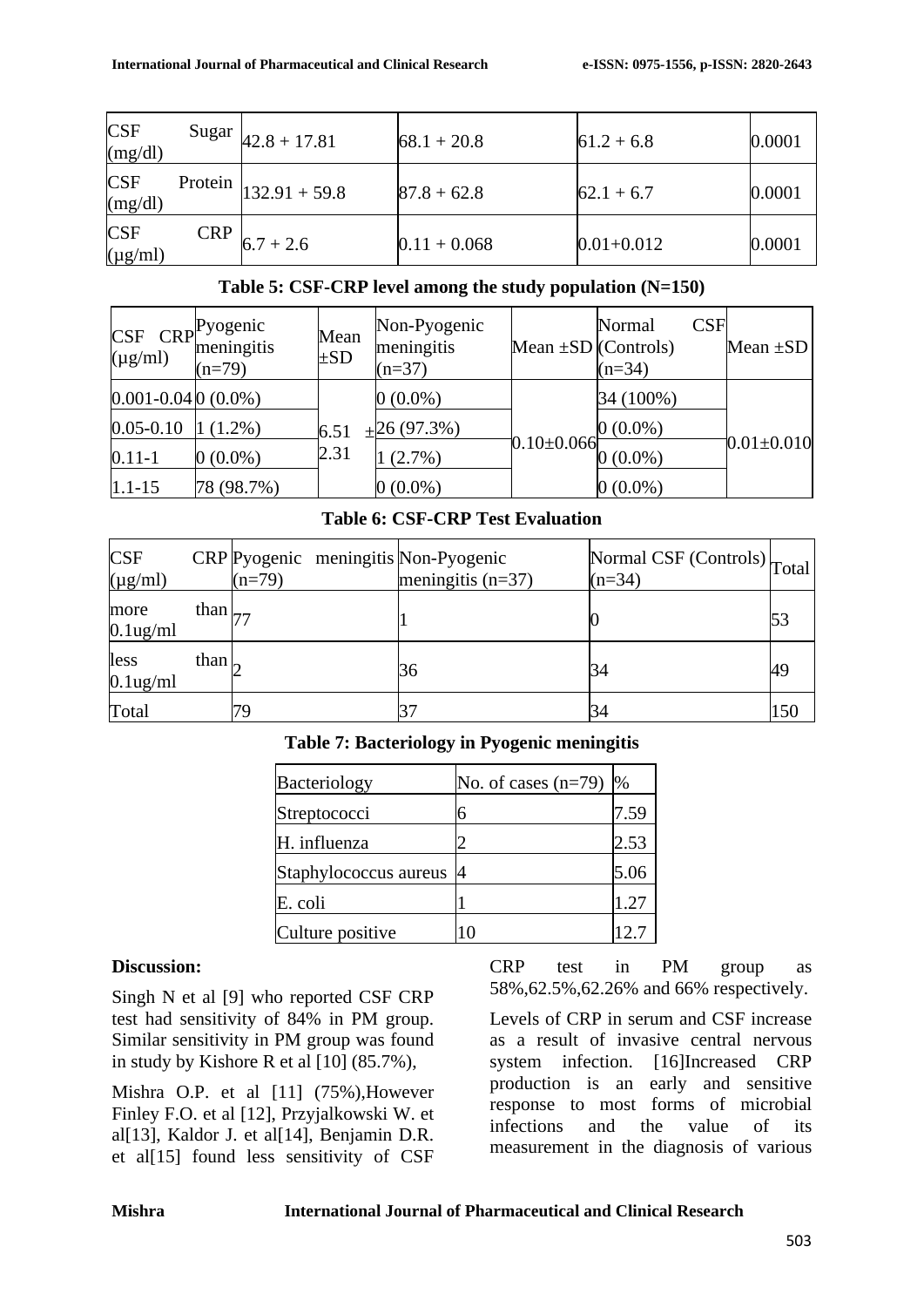| CSF Sugar (mg/dl) | 42.8 + 17.81 | 68.1 + 20.8 | 61.2 + 6.8 | 0.0001 |
|---|---|---|---|---|
| CSF Protein (mg/dl) | 132.91 + 59.8 | 87.8 + 62.8 | 62.1 + 6.7 | 0.0001 |
| CSF CRP (μg/ml) | 6.7 + 2.6 | 0.11 + 0.068 | 0.01+0.012 | 0.0001 |

**Table 5: CSF-CRP level among the study population (N=150)**

| CSF CRP (μg/ml) | Pyogenic meningitis (n=79) | Mean ±SD | Non-Pyogenic meningitis (n=37) | Mean ±SD | Normal CSF (Controls) (n=34) | Mean ±SD |
|---|---|---|---|---|---|---|
| 0.001-0.04 | 0 (0.0%) | 6.51 ± 2.31 | 0 (0.0%) | 0.10±0.066 | 34 (100%) | 0.01±0.010 |
| 0.05-0.10 | 1 (1.2%) | | 26 (97.3%) | | 0 (0.0%) | |
| 0.11-1 | 0 (0.0%) | | 1 (2.7%) | | 0 (0.0%) | |
| 1.1-15 | 78 (98.7%) | | 0 (0.0%) | | 0 (0.0%) | |

**Table 6: CSF-CRP Test Evaluation**

| CSF CRP (μg/ml) | Pyogenic meningitis (n=79) | Non-Pyogenic meningitis (n=37) | Normal CSF (Controls) (n=34) | Total |
|---|---|---|---|---|
| more than 0.1ug/ml | 77 | 1 | 0 | 53 |
| less than 0.1ug/ml | 2 | 36 | 34 | 49 |
| Total | 79 | 37 | 34 | 150 |

**Table 7: Bacteriology in Pyogenic meningitis**

| Bacteriology | No. of cases (n=79) | % |
|---|---|---|
| Streptococci | 6 | 7.59 |
| H. influenza | 2 | 2.53 |
| Staphylococcus aureus | 4 | 5.06 |
| E. coli | 1 | 1.27 |
| Culture positive | 10 | 12.7 |

**Discussion:**

Singh N et al [9] who reported CSF CRP test had sensitivity of 84% in PM group. Similar sensitivity in PM group was found in study by Kishore R et al [10] (85.7%),

Mishra O.P. et al [11] (75%),However Finley F.O. et al [12], Przyjalkowski W. et al[13], Kaldor J. et al[14], Benjamin D.R. et al[15] found less sensitivity of CSF CRP test in PM group as 58%,62.5%,62.26% and 66% respectively.

Levels of CRP in serum and CSF increase as a result of invasive central nervous system infection. [16]Increased CRP production is an early and sensitive response to most forms of microbial infections and the value of its measurement in the diagnosis of various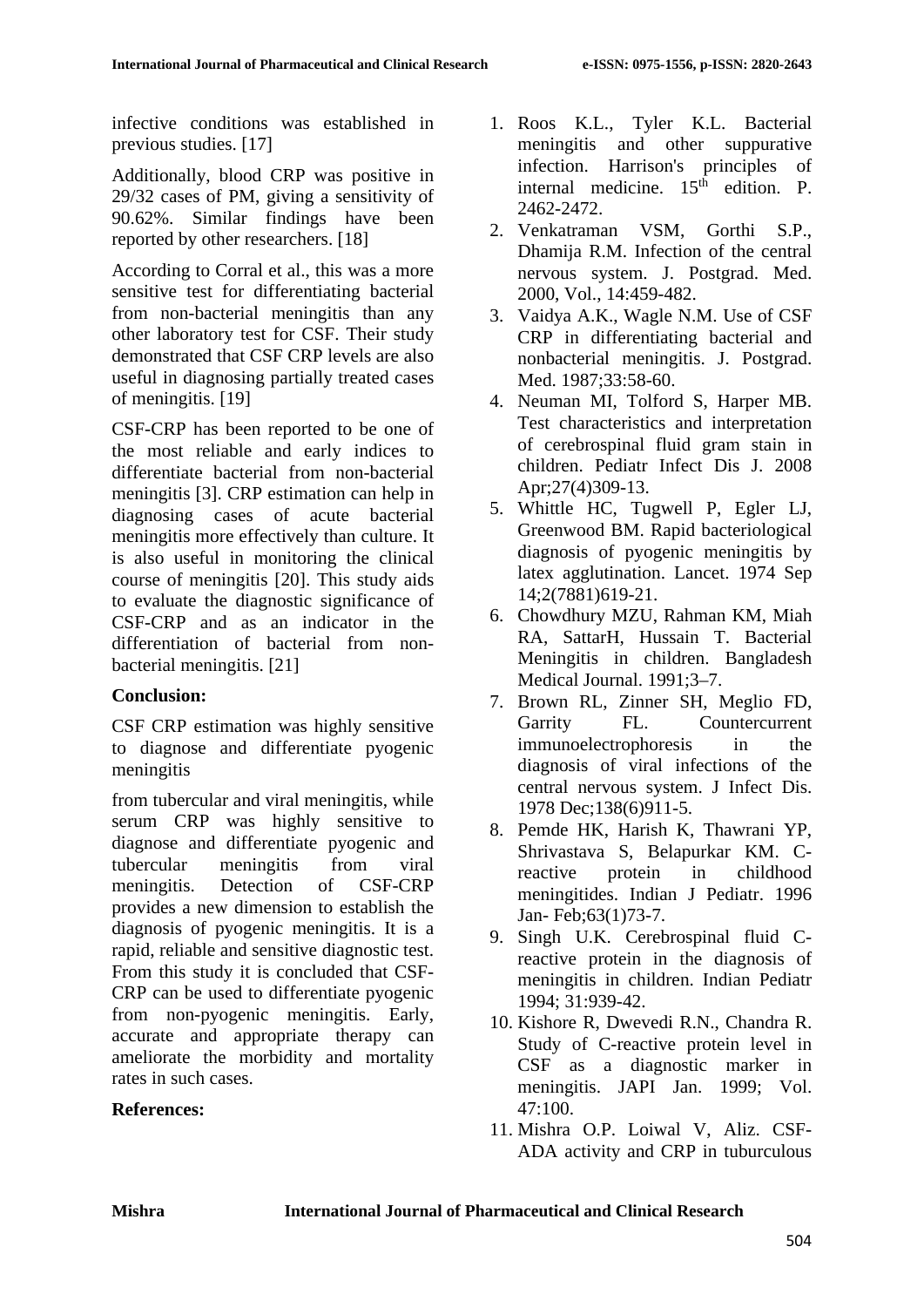infective conditions was established in previous studies. [17]

Additionally, blood CRP was positive in 29/32 cases of PM, giving a sensitivity of 90.62%. Similar findings have been reported by other researchers. [18]

According to Corral et al., this was a more sensitive test for differentiating bacterial from non-bacterial meningitis than any other laboratory test for CSF. Their study demonstrated that CSF CRP levels are also useful in diagnosing partially treated cases of meningitis. [19]

CSF-CRP has been reported to be one of the most reliable and early indices to differentiate bacterial from non-bacterial meningitis [3]. CRP estimation can help in diagnosing cases of acute bacterial meningitis more effectively than culture. It is also useful in monitoring the clinical course of meningitis [20]. This study aids to evaluate the diagnostic significance of CSF-CRP and as an indicator in the differentiation of bacterial from non-bacterial meningitis. [21]

**Conclusion:**

CSF CRP estimation was highly sensitive to diagnose and differentiate pyogenic meningitis

from tubercular and viral meningitis, while serum CRP was highly sensitive to diagnose and differentiate pyogenic and tubercular meningitis from viral meningitis. Detection of CSF-CRP provides a new dimension to establish the diagnosis of pyogenic meningitis. It is a rapid, reliable and sensitive diagnostic test. From this study it is concluded that CSF-CRP can be used to differentiate pyogenic from non-pyogenic meningitis. Early, accurate and appropriate therapy can ameliorate the morbidity and mortality rates in such cases.

**References:**

1. Roos K.L., Tyler K.L. Bacterial meningitis and other suppurative infection. Harrison's principles of internal medicine. 15th edition. P. 2462-2472.
2. Venkatraman VSM, Gorthi S.P., Dhamija R.M. Infection of the central nervous system. J. Postgrad. Med. 2000, Vol., 14:459-482.
3. Vaidya A.K., Wagle N.M. Use of CSF CRP in differentiating bacterial and nonbacterial meningitis. J. Postgrad. Med. 1987;33:58-60.
4. Neuman MI, Tolford S, Harper MB. Test characteristics and interpretation of cerebrospinal fluid gram stain in children. Pediatr Infect Dis J. 2008 Apr;27(4)309-13.
5. Whittle HC, Tugwell P, Egler LJ, Greenwood BM. Rapid bacteriological diagnosis of pyogenic meningitis by latex agglutination. Lancet. 1974 Sep 14;2(7881)619-21.
6. Chowdhury MZU, Rahman KM, Miah RA, SattarH, Hussain T. Bacterial Meningitis in children. Bangladesh Medical Journal. 1991;3–7.
7. Brown RL, Zinner SH, Meglio FD, Garrity FL. Countercurrent immunoelectrophoresis in the diagnosis of viral infections of the central nervous system. J Infect Dis. 1978 Dec;138(6)911-5.
8. Pemde HK, Harish K, Thawrani YP, Shrivastava S, Belapurkar KM. C-reactive protein in childhood meningitides. Indian J Pediatr. 1996 Jan- Feb;63(1)73-7.
9. Singh U.K. Cerebrospinal fluid C-reactive protein in the diagnosis of meningitis in children. Indian Pediatr 1994; 31:939-42.
10. Kishore R, Dwevedi R.N., Chandra R. Study of C-reactive protein level in CSF as a diagnostic marker in meningitis. JAPI Jan. 1999; Vol. 47:100.
11. Mishra O.P. Loiwal V, Aliz. CSF-ADA activity and CRP in tuburculous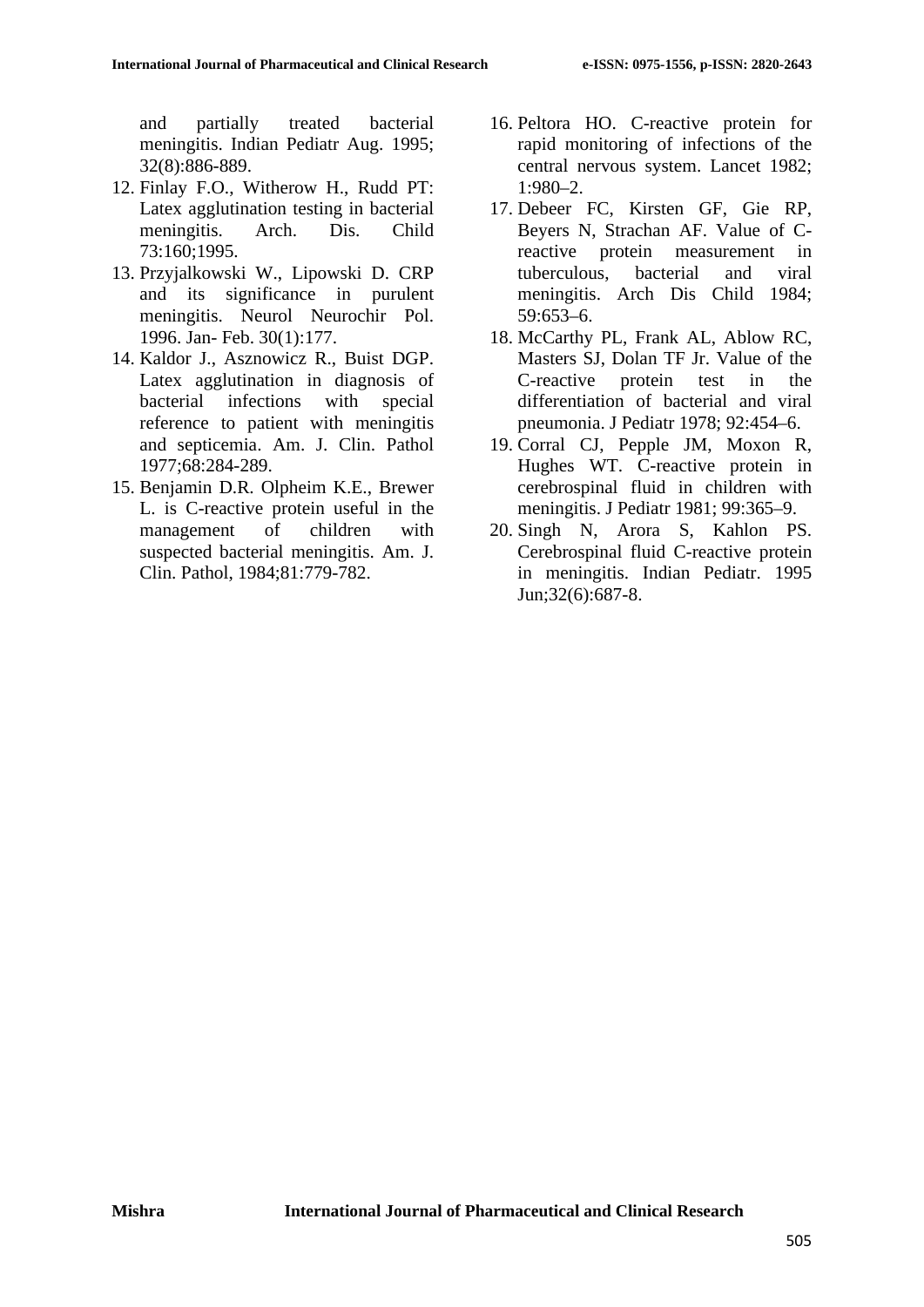and partially treated bacterial meningitis. Indian Pediatr Aug. 1995; 32(8):886-889.

12. Finlay F.O., Witherow H., Rudd PT: Latex agglutination testing in bacterial meningitis. Arch. Dis. Child 73:160;1995.
13. Przyjalkowski W., Lipowski D. CRP and its significance in purulent meningitis. Neurol Neurochir Pol. 1996. Jan- Feb. 30(1):177.
14. Kaldor J., Asznowicz R., Buist DGP. Latex agglutination in diagnosis of bacterial infections with special reference to patient with meningitis and septicemia. Am. J. Clin. Pathol 1977;68:284-289.
15. Benjamin D.R. Olpheim K.E., Brewer L. is C-reactive protein useful in the management of children with suspected bacterial meningitis. Am. J. Clin. Pathol, 1984;81:779-782.
16. Peltora HO. C-reactive protein for rapid monitoring of infections of the central nervous system. Lancet 1982; 1:980–2.
17. Debeer FC, Kirsten GF, Gie RP, Beyers N, Strachan AF. Value of C-reactive protein measurement in tuberculous, bacterial and viral meningitis. Arch Dis Child 1984; 59:653–6.
18. McCarthy PL, Frank AL, Ablow RC, Masters SJ, Dolan TF Jr. Value of the C-reactive protein test in the differentiation of bacterial and viral pneumonia. J Pediatr 1978; 92:454–6.
19. Corral CJ, Pepple JM, Moxon R, Hughes WT. C-reactive protein in cerebrospinal fluid in children with meningitis. J Pediatr 1981; 99:365–9.
20. Singh N, Arora S, Kahlon PS. Cerebrospinal fluid C-reactive protein in meningitis. Indian Pediatr. 1995 Jun;32(6):687-8.